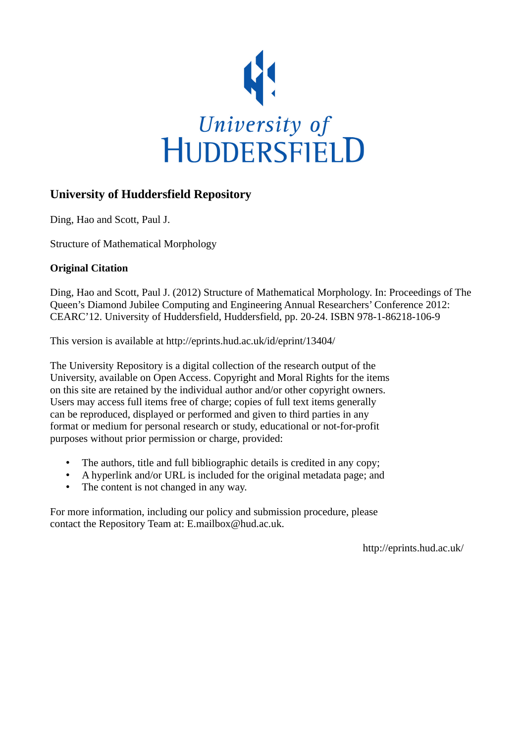University of HUDDERSFIELD

## University of Huddersfield Repository

Ding, Hao and Scott, Paul J.

Structure of Mathematical Morphology

### Original Citation

Ding, Hao and Scott, Paul J. (2012) Structure of Mathematical Morphology. In: Proceedings of The Queen's Diamond Jubilee Computing and Engineering Annual Researchers' Conference 2012: CEARC'12. University of Huddersfield, Huddersfield, pp. 20-24. ISBN 978-1-86218-106-9

This version is available at http://eprints.hud.ac.uk/id/eprint/13404/

The University Repository is a digital collection of the research output of the University, available on Open Access. Copyright and Moral Rights for the items on this site are retained by the individual author and/or other copyright owners. Users may access full items free of charge; copies of full text items generally can be reproduced, displayed or performed and given to third parties in any format or medium for personal research or study, educational or not-for-profit purposes without prior permission or charge, provided:

- The authors, title and full bibliographic details is credited in any copy;
- A hyperlink and/or URL is included for the original metadata page; and
- The content is not changed in any way.

For more information, including our policy and submission procedure, please contact the Repository Team at: E.mailbox@hud.ac.uk.

http://eprints.hud.ac.uk/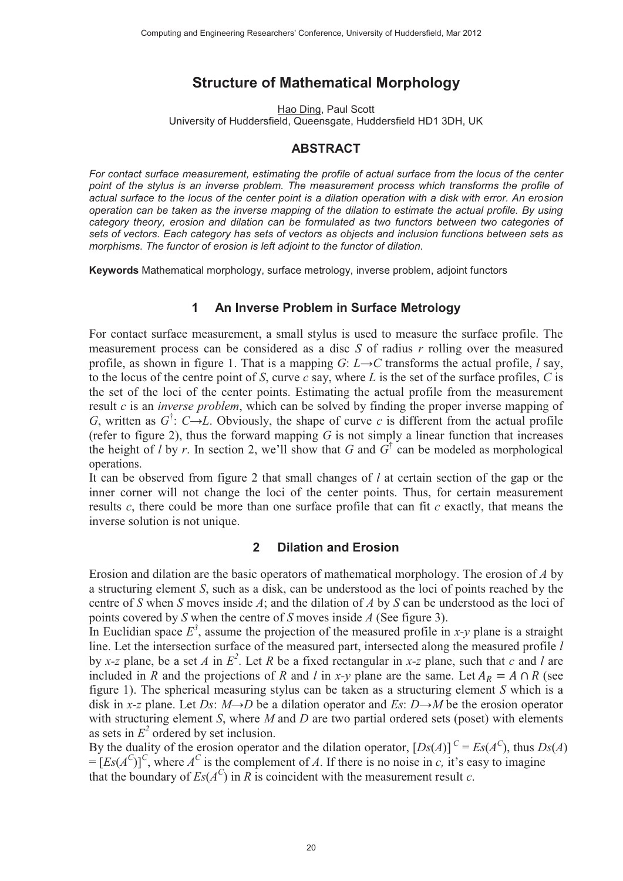# Structure of Mathematical Morphology

Hao Ding, Paul Scott
University of Huddersfield, Queensgate, Huddersfield HD1 3DH, UK

## ABSTRACT

*For contact surface measurement, estimating the profile of actual surface from the locus of the center point of the stylus is an inverse problem. The measurement process which transforms the profile of actual surface to the locus of the center point is a dilation operation with a disk with error. An erosion operation can be taken as the inverse mapping of the dilation to estimate the actual profile. By using category theory, erosion and dilation can be formulated as two functors between two categories of sets of vectors. Each category has sets of vectors as objects and inclusion functions between sets as morphisms. The functor of erosion is left adjoint to the functor of dilation.*

**Keywords** Mathematical morphology, surface metrology, inverse problem, adjoint functors

## 1 An Inverse Problem in Surface Metrology

For contact surface measurement, a small stylus is used to measure the surface profile. The measurement process can be considered as a disc $S$ of radius $r$ rolling over the measured profile, as shown in figure 1. That is a mapping $G$: $L \rightarrow C$ transforms the actual profile, $l$ say, to the locus of the centre point of $S$, curve $c$ say, where $L$ is the set of the surface profiles, $C$ is the set of the loci of the center points. Estimating the actual profile from the measurement result $c$ is an *inverse problem*, which can be solved by finding the proper inverse mapping of $G$, written as $G^{\dagger}$: $C \rightarrow L$. Obviously, the shape of curve $c$ is different from the actual profile (refer to figure 2), thus the forward mapping $G$ is not simply a linear function that increases the height of $l$ by $r$. In section 2, we'll show that $G$ and $G^{\dagger}$ can be modeled as morphological operations.

It can be observed from figure 2 that small changes of $l$ at certain section of the gap or the inner corner will not change the loci of the center points. Thus, for certain measurement results $c$, there could be more than one surface profile that can fit $c$ exactly, that means the inverse solution is not unique.

## 2 Dilation and Erosion

Erosion and dilation are the basic operators of mathematical morphology. The erosion of $A$ by a structuring element $S$, such as a disk, can be understood as the loci of points reached by the centre of $S$ when $S$ moves inside $A$; and the dilation of $A$ by $S$ can be understood as the loci of points covered by $S$ when the centre of $S$ moves inside $A$ (See figure 3).

In Euclidian space $E^3$, assume the projection of the measured profile in $x$-$y$ plane is a straight line. Let the intersection surface of the measured part, intersected along the measured profile $l$ by $x$-$z$ plane, be a set $A$ in $E^2$. Let $R$ be a fixed rectangular in $x$-$z$ plane, such that $c$ and $l$ are included in $R$ and the projections of $R$ and $l$ in $x$-$y$ plane are the same. Let $A_R = A \cap R$ (see figure 1). The spherical measuring stylus can be taken as a structuring element $S$ which is a disk in $x$-$z$ plane. Let $Ds$: $M \rightarrow D$ be a dilation operator and $Es$: $D \rightarrow M$ be the erosion operator with structuring element $S$, where $M$ and $D$ are two partial ordered sets (poset) with elements as sets in $E^2$ ordered by set inclusion.

By the duality of the erosion operator and the dilation operator, $[Ds(A)]^C = Es(A^C)$, thus $Ds(A) = [Es(A^C)]^C$, where $A^C$ is the complement of $A$. If there is no noise in $c$, it's easy to imagine that the boundary of $Es(A^C)$ in $R$ is coincident with the measurement result $c$.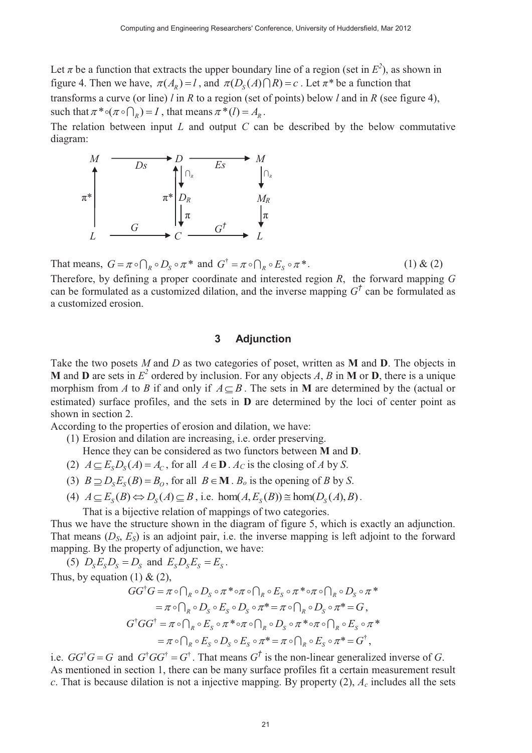Let $\pi$ be a function that extracts the upper boundary line of a region (set in $E^2$), as shown in figure 4. Then we have, $\pi(A_R) = l$, and $\pi(D_S(A) \bigcap R) = c$. Let $\pi^*$ be a function that transforms a curve (or line) $l$ in $R$ to a region (set of points) below $l$ and in $R$ (see figure 4), such that $\pi^* \circ (\pi \circ \bigcap_R) = I$, that means $\pi^*(l) = A_R$.

The relation between input $L$ and output $C$ can be described by the below commutative diagram:

$$
\begin{array}{ccccc}
M & \xrightarrow{\;Ds\;} & D & \xrightarrow{\;Es\;} & M \\
\uparrow \pi^* & & \pi^* \uparrow \; \downarrow \cap_R & & \downarrow \cap_R \\
 & & D_R & & M_R \\
 & & \downarrow \pi & & \downarrow \pi \\
L & \xrightarrow{\;G\;} & C & \xrightarrow{\;G^\dagger\;} & L
\end{array}
$$

That means, $G = \pi \circ \bigcap_R \circ D_S \circ \pi^*$ and $G^\dagger = \pi \circ \bigcap_R \circ E_S \circ \pi^*$. (1) & (2)

Therefore, by defining a proper coordinate and interested region $R$, the forward mapping $G$ can be formulated as a customized dilation, and the inverse mapping $G^\dagger$ can be formulated as a customized erosion.

## 3 Adjunction

Take the two posets $M$ and $D$ as two categories of poset, written as **M** and **D**. The objects in **M** and **D** are sets in $E^2$ ordered by inclusion. For any objects $A$, $B$ in **M** or **D**, there is a unique morphism from $A$ to $B$ if and only if $A \subseteq B$. The sets in **M** are determined by the (actual or estimated) surface profiles, and the sets in **D** are determined by the loci of center point as shown in section 2.

According to the properties of erosion and dilation, we have:

(1) Erosion and dilation are increasing, i.e. order preserving.
Hence they can be considered as two functors between **M** and **D**.

(2) $A \subseteq E_S D_S(A) = A_C$, for all $A \in \mathbf{D}$. $A_C$ is the closing of $A$ by $S$.

(3) $B \supseteq D_S E_S(B) = B_O$, for all $B \in \mathbf{M}$. $B_o$ is the opening of $B$ by $S$.

(4) $A \subseteq E_S(B) \Leftrightarrow D_S(A) \subseteq B$, i.e. $\hom(A, E_S(B)) \cong \hom(D_S(A), B)$.
That is a bijective relation of mappings of two categories.

Thus we have the structure shown in the diagram of figure 5, which is exactly an adjunction. That means ($D_S$, $E_S$) is an adjoint pair, i.e. the inverse mapping is left adjoint to the forward mapping. By the property of adjunction, we have:

(5) $D_S E_S D_S = D_S$ and $E_S D_S E_S = E_S$.

Thus, by equation (1) & (2),

$$
\begin{aligned}
GG^\dagger G &= \pi \circ \textstyle\bigcap_R \circ D_S \circ \pi^* \circ \pi \circ \bigcap_R \circ E_S \circ \pi^* \circ \pi \circ \bigcap_R \circ D_S \circ \pi^* \\
&= \pi \circ \textstyle\bigcap_R \circ D_S \circ E_S \circ D_S \circ \pi^* = \pi \circ \bigcap_R \circ D_S \circ \pi^* = G, \\
G^\dagger G G^\dagger &= \pi \circ \textstyle\bigcap_R \circ E_S \circ \pi^* \circ \pi \circ \bigcap_R \circ D_S \circ \pi^* \circ \pi \circ \bigcap_R \circ E_S \circ \pi^* \\
&= \pi \circ \textstyle\bigcap_R \circ E_S \circ D_S \circ E_S \circ \pi^* = \pi \circ \bigcap_R \circ E_S \circ \pi^* = G^\dagger,
\end{aligned}
$$

i.e. $GG^\dagger G = G$ and $G^\dagger G G^\dagger = G^\dagger$. That means $G^\dagger$ is the non-linear generalized inverse of $G$.

As mentioned in section 1, there can be many surface profiles fit a certain measurement result $c$. That is because dilation is not a injective mapping. By property (2), $A_c$ includes all the sets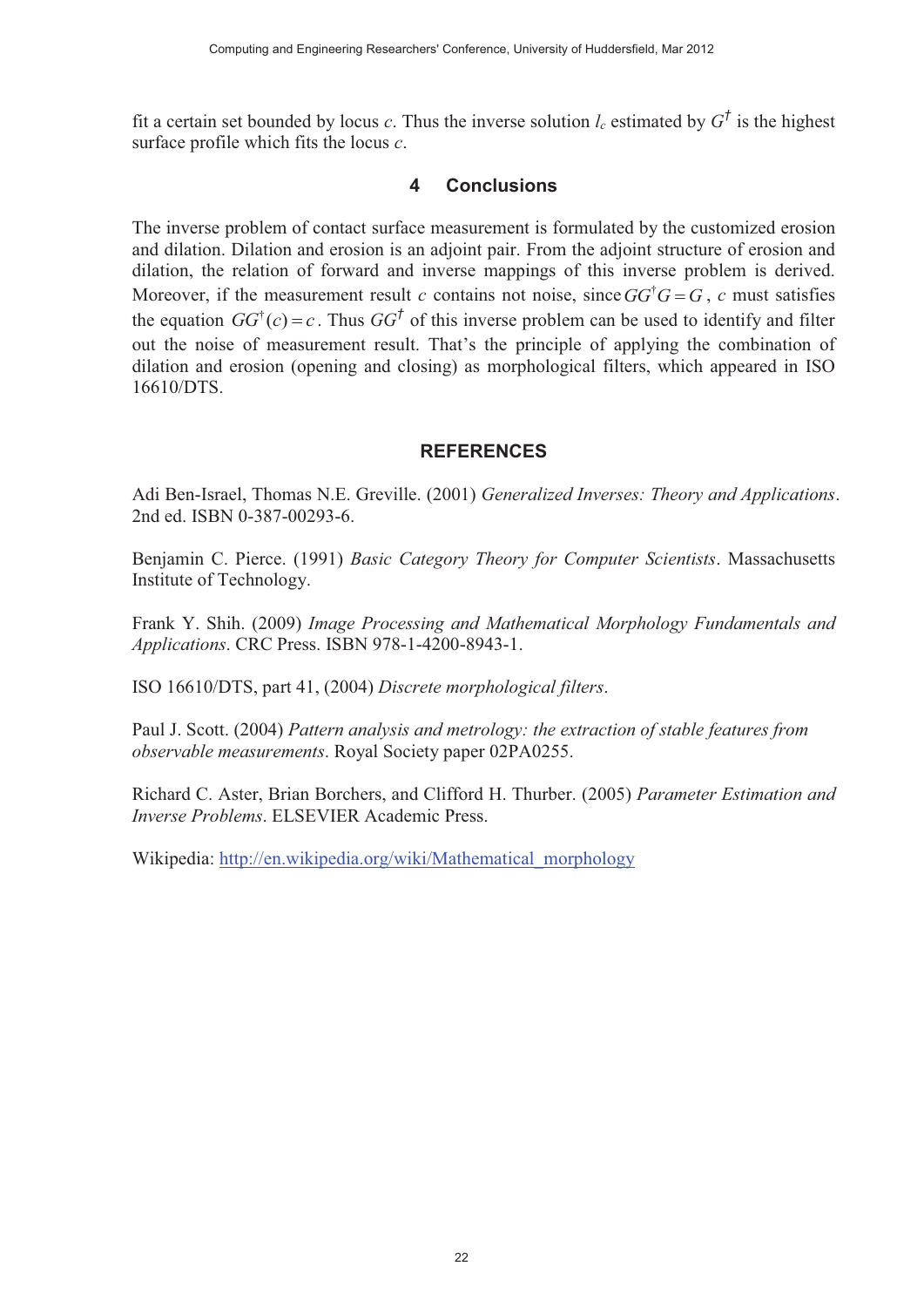fit a certain set bounded by locus $c$. Thus the inverse solution $l_c$ estimated by $G^\dagger$ is the highest surface profile which fits the locus $c$.

## 4 Conclusions

The inverse problem of contact surface measurement is formulated by the customized erosion and dilation. Dilation and erosion is an adjoint pair. From the adjoint structure of erosion and dilation, the relation of forward and inverse mappings of this inverse problem is derived. Moreover, if the measurement result $c$ contains not noise, since $GG^\dagger G = G$, $c$ must satisfies the equation $GG^\dagger(c) = c$. Thus $GG^\dagger$ of this inverse problem can be used to identify and filter out the noise of measurement result. That's the principle of applying the combination of dilation and erosion (opening and closing) as morphological filters, which appeared in ISO 16610/DTS.

## REFERENCES

Adi Ben-Israel, Thomas N.E. Greville. (2001) *Generalized Inverses: Theory and Applications*. 2nd ed. ISBN 0-387-00293-6.

Benjamin C. Pierce. (1991) *Basic Category Theory for Computer Scientists*. Massachusetts Institute of Technology.

Frank Y. Shih. (2009) *Image Processing and Mathematical Morphology Fundamentals and Applications*. CRC Press. ISBN 978-1-4200-8943-1.

ISO 16610/DTS, part 41, (2004) *Discrete morphological filters*.

Paul J. Scott. (2004) *Pattern analysis and metrology: the extraction of stable features from observable measurements*. Royal Society paper 02PA0255.

Richard C. Aster, Brian Borchers, and Clifford H. Thurber. (2005) *Parameter Estimation and Inverse Problems*. ELSEVIER Academic Press.

Wikipedia: http://en.wikipedia.org/wiki/Mathematical_morphology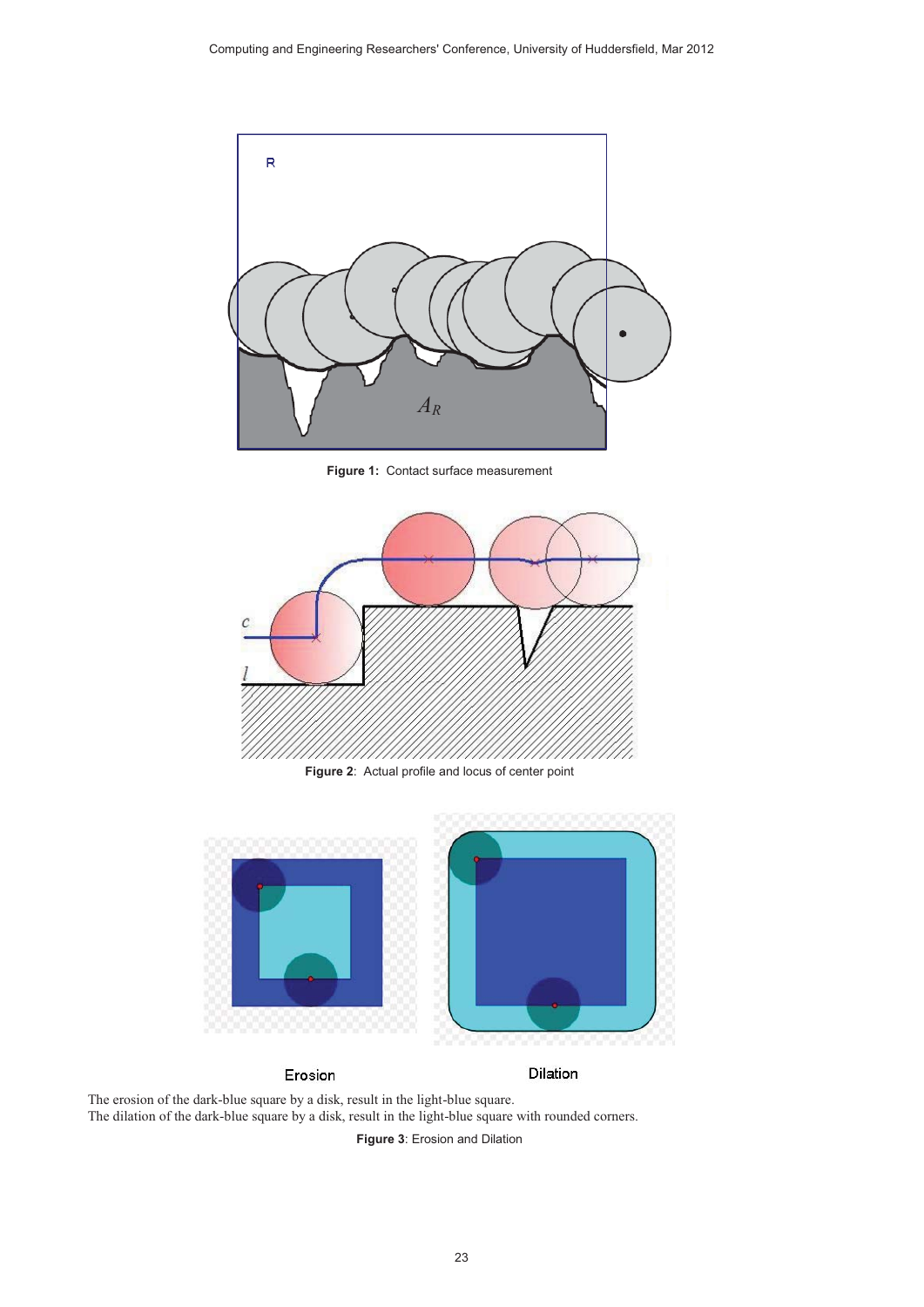**Figure 1:** Contact surface measurement

**Figure 2**: Actual profile and locus of center point

Erosion

Dilation

The erosion of the dark-blue square by a disk, result in the light-blue square.
The dilation of the dark-blue square by a disk, result in the light-blue square with rounded corners.

**Figure 3**: Erosion and Dilation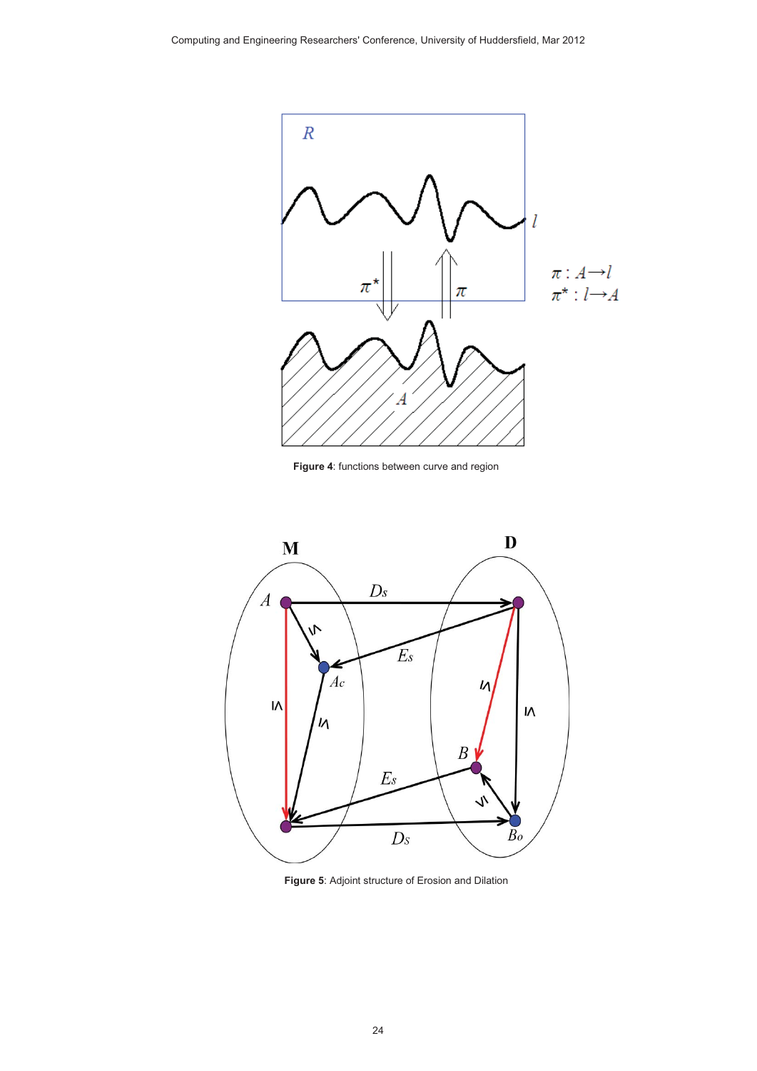R

l

$\pi^*$

$\pi$

$\pi : A \rightarrow l$

$\pi^* : l \rightarrow A$

A

**Figure 4**: functions between curve and region

M

D

A

Ds

Ac

Es

B

Es

Ds

Bo

**Figure 5**: Adjoint structure of Erosion and Dilation